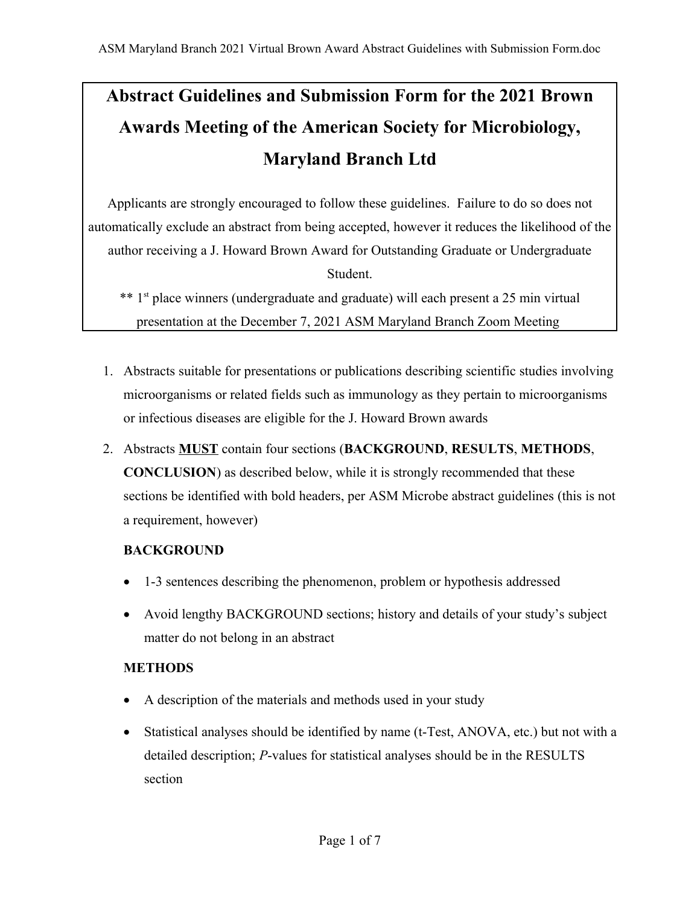# Abstract Guidelines and Submission Form for the 2021 Brown Awards Meeting of the American Society for Microbiology, Maryland Branch Ltd

Applicants are strongly encouraged to follow these guidelines. Failure to do so does not automatically exclude an abstract from being accepted, however it reduces the likelihood of the author receiving a J. Howard Brown Award for Outstanding Graduate or Undergraduate Student.

** 1st place winners (undergraduate and graduate) will each present a 25 min virtual presentation at the December 7, 2021 ASM Maryland Branch Zoom Meeting

1. Abstracts suitable for presentations or publications describing scientific studies involving microorganisms or related fields such as immunology as they pertain to microorganisms or infectious diseases are eligible for the J. Howard Brown awards

2. Abstracts <u>**MUST**</u> contain four sections (**BACKGROUND**, **RESULTS**, **METHODS**, **CONCLUSION**) as described below, while it is strongly recommended that these sections be identified with bold headers, per ASM Microbe abstract guidelines (this is not a requirement, however)

   **BACKGROUND**

   - 1-3 sentences describing the phenomenon, problem or hypothesis addressed
   - Avoid lengthy BACKGROUND sections; history and details of your study's subject matter do not belong in an abstract

   **METHODS**

   - A description of the materials and methods used in your study
   - Statistical analyses should be identified by name (t-Test, ANOVA, etc.) but not with a detailed description; *P*-values for statistical analyses should be in the RESULTS section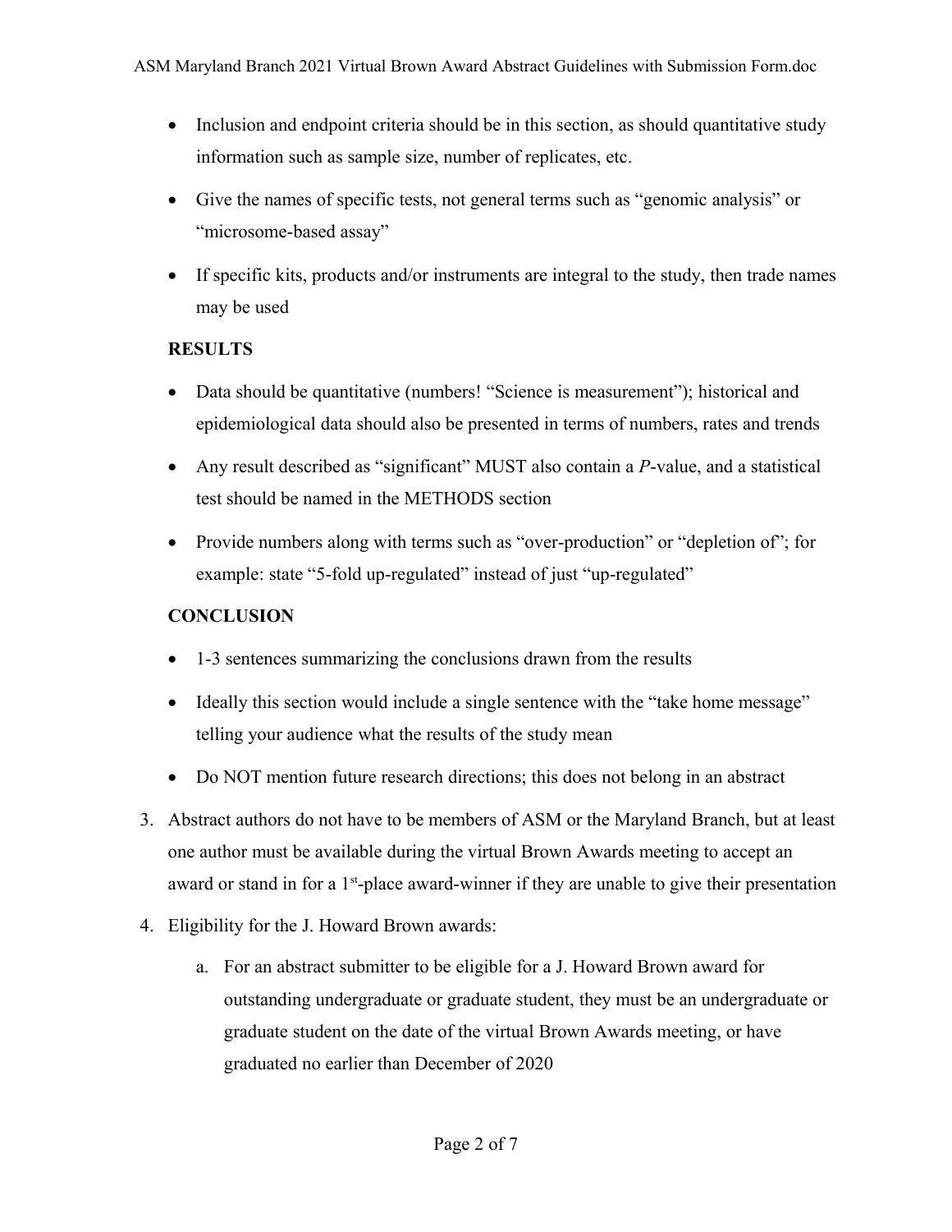- Inclusion and endpoint criteria should be in this section, as should quantitative study information such as sample size, number of replicates, etc.
- Give the names of specific tests, not general terms such as "genomic analysis" or "microsome-based assay"
- If specific kits, products and/or instruments are integral to the study, then trade names may be used

**RESULTS**

- Data should be quantitative (numbers! "Science is measurement"); historical and epidemiological data should also be presented in terms of numbers, rates and trends
- Any result described as "significant" MUST also contain a *P*-value, and a statistical test should be named in the METHODS section
- Provide numbers along with terms such as "over-production" or "depletion of"; for example: state "5-fold up-regulated" instead of just "up-regulated"

**CONCLUSION**

- 1-3 sentences summarizing the conclusions drawn from the results
- Ideally this section would include a single sentence with the "take home message" telling your audience what the results of the study mean
- Do NOT mention future research directions; this does not belong in an abstract

3. Abstract authors do not have to be members of ASM or the Maryland Branch, but at least one author must be available during the virtual Brown Awards meeting to accept an award or stand in for a 1st-place award-winner if they are unable to give their presentation
4. Eligibility for the J. Howard Brown awards:
   a. For an abstract submitter to be eligible for a J. Howard Brown award for outstanding undergraduate or graduate student, they must be an undergraduate or graduate student on the date of the virtual Brown Awards meeting, or have graduated no earlier than December of 2020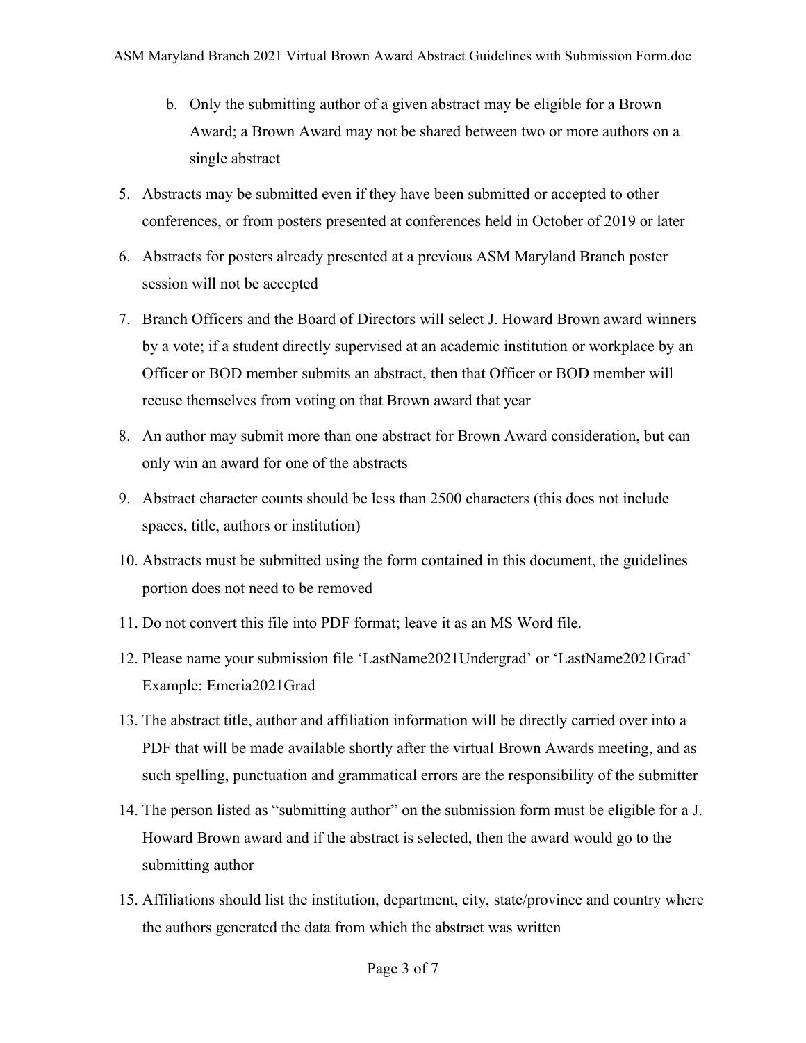b. Only the submitting author of a given abstract may be eligible for a Brown Award; a Brown Award may not be shared between two or more authors on a single abstract

5. Abstracts may be submitted even if they have been submitted or accepted to other conferences, or from posters presented at conferences held in October of 2019 or later
6. Abstracts for posters already presented at a previous ASM Maryland Branch poster session will not be accepted
7. Branch Officers and the Board of Directors will select J. Howard Brown award winners by a vote; if a student directly supervised at an academic institution or workplace by an Officer or BOD member submits an abstract, then that Officer or BOD member will recuse themselves from voting on that Brown award that year
8. An author may submit more than one abstract for Brown Award consideration, but can only win an award for one of the abstracts
9. Abstract character counts should be less than 2500 characters (this does not include spaces, title, authors or institution)
10. Abstracts must be submitted using the form contained in this document, the guidelines portion does not need to be removed
11. Do not convert this file into PDF format; leave it as an MS Word file.
12. Please name your submission file 'LastName2021Undergrad' or 'LastName2021Grad' Example: Emeria2021Grad
13. The abstract title, author and affiliation information will be directly carried over into a PDF that will be made available shortly after the virtual Brown Awards meeting, and as such spelling, punctuation and grammatical errors are the responsibility of the submitter
14. The person listed as "submitting author" on the submission form must be eligible for a J. Howard Brown award and if the abstract is selected, then the award would go to the submitting author
15. Affiliations should list the institution, department, city, state/province and country where the authors generated the data from which the abstract was written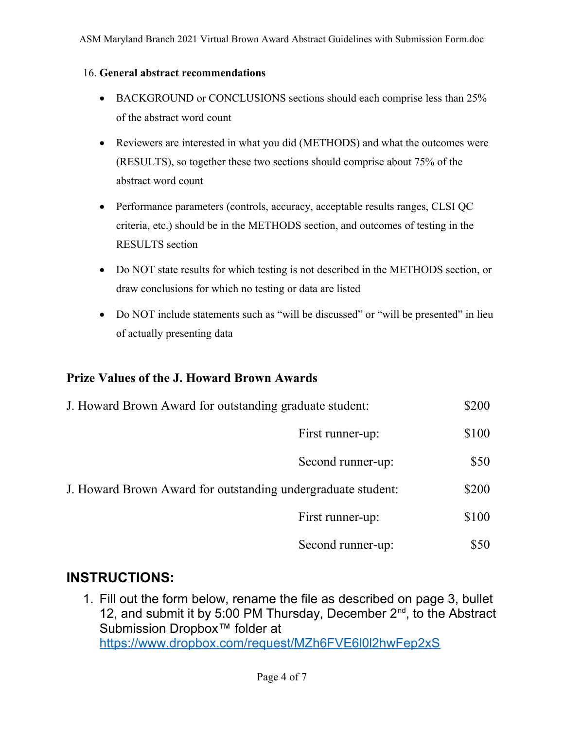16. **General abstract recommendations**

- BACKGROUND or CONCLUSIONS sections should each comprise less than 25% of the abstract word count
- Reviewers are interested in what you did (METHODS) and what the outcomes were (RESULTS), so together these two sections should comprise about 75% of the abstract word count
- Performance parameters (controls, accuracy, acceptable results ranges, CLSI QC criteria, etc.) should be in the METHODS section, and outcomes of testing in the RESULTS section
- Do NOT state results for which testing is not described in the METHODS section, or draw conclusions for which no testing or data are listed
- Do NOT include statements such as "will be discussed" or "will be presented" in lieu of actually presenting data

## Prize Values of the J. Howard Brown Awards

| | | |
|---|---|---|
| J. Howard Brown Award for outstanding graduate student: | | $200 |
| | First runner-up: | $100 |
| | Second runner-up: | $50 |
| J. Howard Brown Award for outstanding undergraduate student: | | $200 |
| | First runner-up: | $100 |
| | Second runner-up: | $50 |

## INSTRUCTIONS:

1. Fill out the form below, rename the file as described on page 3, bullet 12, and submit it by 5:00 PM Thursday, December 2nd, to the Abstract Submission Dropbox™ folder at https://www.dropbox.com/request/MZh6FVE6l0l2hwFep2xS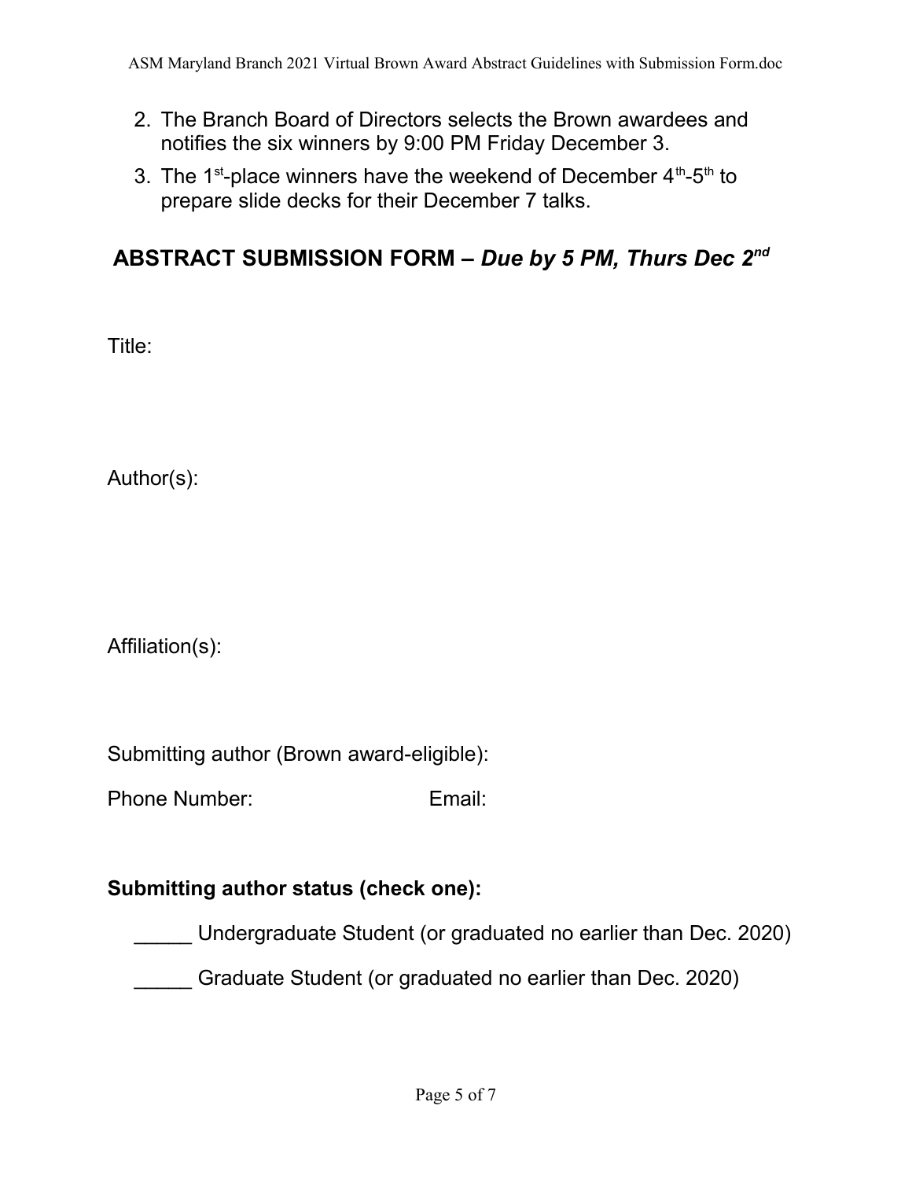2. The Branch Board of Directors selects the Brown awardees and notifies the six winners by 9:00 PM Friday December 3.
3. The 1st-place winners have the weekend of December 4th-5th to prepare slide decks for their December 7 talks.

## ABSTRACT SUBMISSION FORM – *Due by 5 PM, Thurs Dec 2nd*

Title:

Author(s):

Affiliation(s):

Submitting author (Brown award-eligible):

Phone Number: Email:

**Submitting author status (check one):**

_____ Undergraduate Student (or graduated no earlier than Dec. 2020)

_____ Graduate Student (or graduated no earlier than Dec. 2020)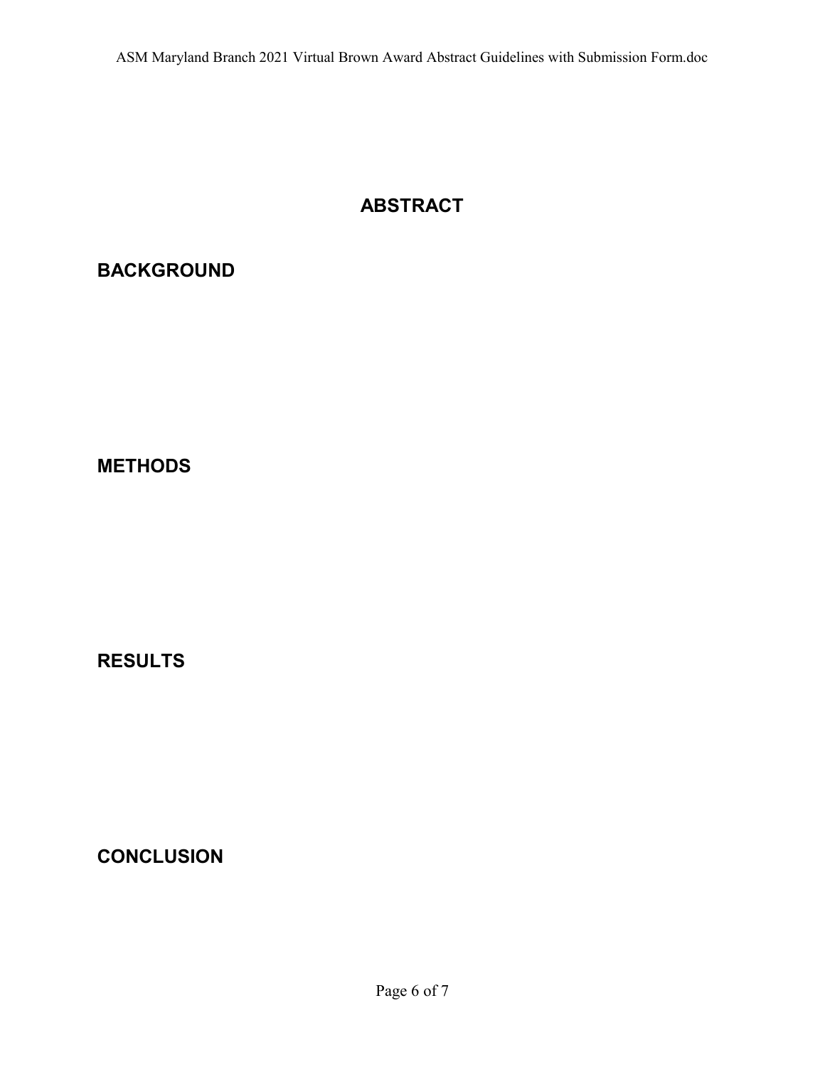# ABSTRACT

## BACKGROUND

## METHODS

## RESULTS

## CONCLUSION